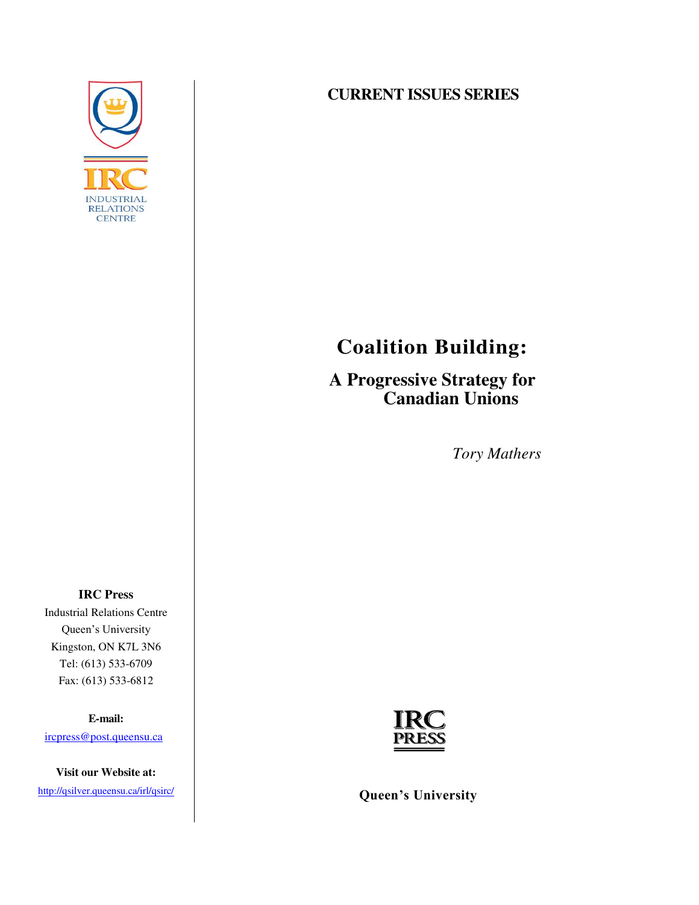IRC
INDUSTRIAL RELATIONS CENTRE

**CURRENT ISSUES SERIES**

# Coalition Building:

## A Progressive Strategy for Canadian Unions

*Tory Mathers*

**IRC Press**
Industrial Relations Centre
Queen's University
Kingston, ON K7L 3N6
Tel: (613) 533-6709
Fax: (613) 533-6812

**E-mail:**
ircpress@post.queensu.ca

**Visit our Website at:**
http://qsilver.queensu.ca/irl/qsirc/

IRC PRESS

**Queen's University**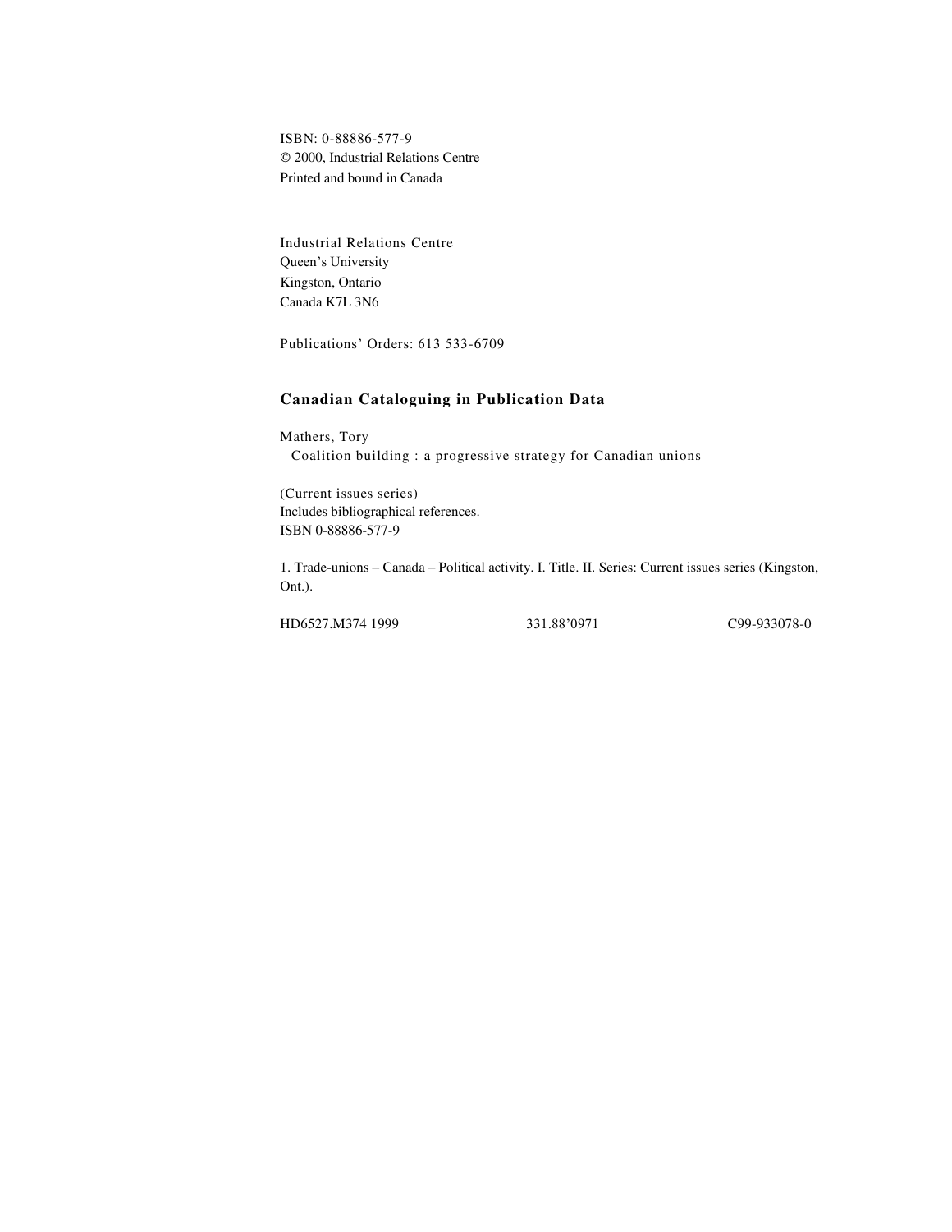ISBN: 0-88886-577-9
© 2000, Industrial Relations Centre
Printed and bound in Canada

Industrial Relations Centre
Queen's University
Kingston, Ontario
Canada K7L 3N6

Publications' Orders: 613 533-6709

### Canadian Cataloguing in Publication Data

Mathers, Tory
Coalition building : a progressive strategy for Canadian unions

(Current issues series)
Includes bibliographical references.
ISBN 0-88886-577-9

1. Trade-unions – Canada – Political activity. I. Title. II. Series: Current issues series (Kingston, Ont.).

HD6527.M374 1999    331.88'0971    C99-933078-0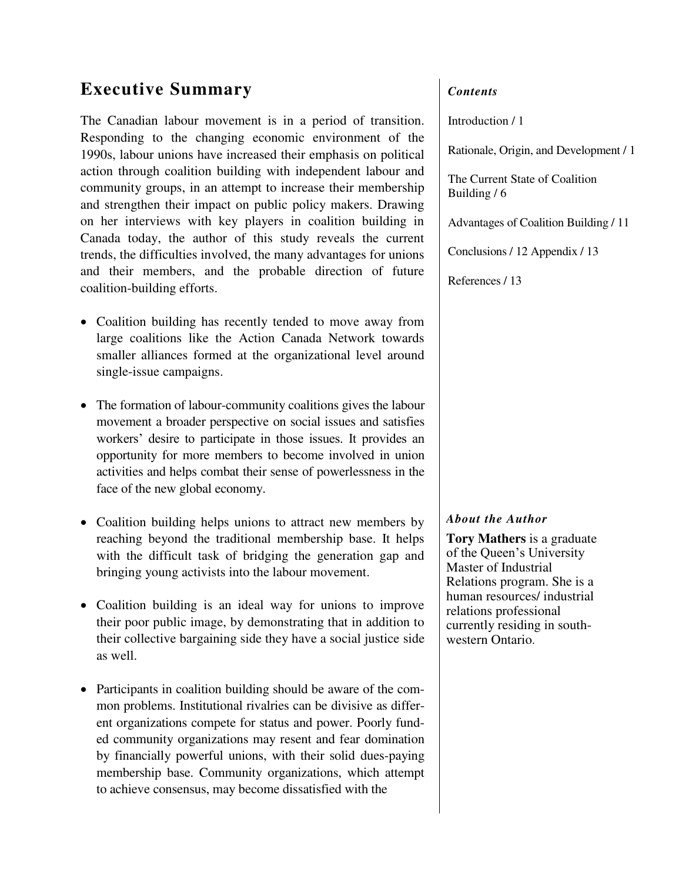## Executive Summary

The Canadian labour movement is in a period of transition. Responding to the changing economic environment of the 1990s, labour unions have increased their emphasis on political action through coalition building with independent labour and community groups, in an attempt to increase their membership and strengthen their impact on public policy makers. Drawing on her interviews with key players in coalition building in Canada today, the author of this study reveals the current trends, the difficulties involved, the many advantages for unions and their members, and the probable direction of future coalition-building efforts.

- Coalition building has recently tended to move away from large coalitions like the Action Canada Network towards smaller alliances formed at the organizational level around single-issue campaigns.
- The formation of labour-community coalitions gives the labour movement a broader perspective on social issues and satisfies workers' desire to participate in those issues. It provides an opportunity for more members to become involved in union activities and helps combat their sense of powerlessness in the face of the new global economy.
- Coalition building helps unions to attract new members by reaching beyond the traditional membership base. It helps with the difficult task of bridging the generation gap and bringing young activists into the labour movement.
- Coalition building is an ideal way for unions to improve their poor public image, by demonstrating that in addition to their collective bargaining side they have a social justice side as well.
- Participants in coalition building should be aware of the common problems. Institutional rivalries can be divisive as different organizations compete for status and power. Poorly funded community organizations may resent and fear domination by financially powerful unions, with their solid dues-paying membership base. Community organizations, which attempt to achieve consensus, may become dissatisfied with the

***Contents***

Introduction / 1

Rationale, Origin, and Development / 1

The Current State of Coalition Building / 6

Advantages of Coalition Building / 11

Conclusions / 12 Appendix / 13

References / 13

***About the Author***

**Tory Mathers** is a graduate of the Queen's University Master of Industrial Relations program. She is a human resources/ industrial relations professional currently residing in southwestern Ontario.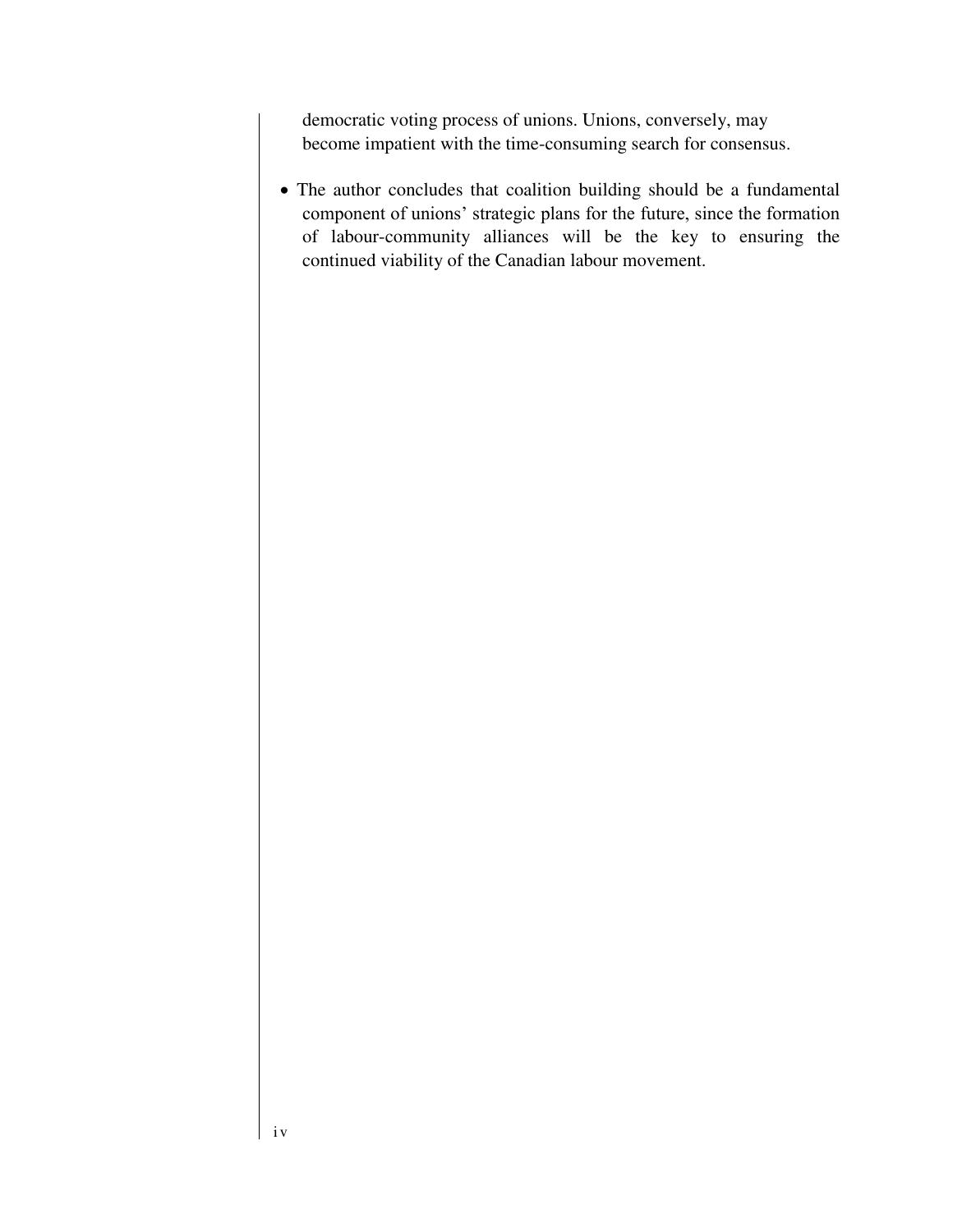democratic voting process of unions. Unions, conversely, may become impatient with the time-consuming search for consensus.

- The author concludes that coalition building should be a fundamental component of unions' strategic plans for the future, since the formation of labour-community alliances will be the key to ensuring the continued viability of the Canadian labour movement.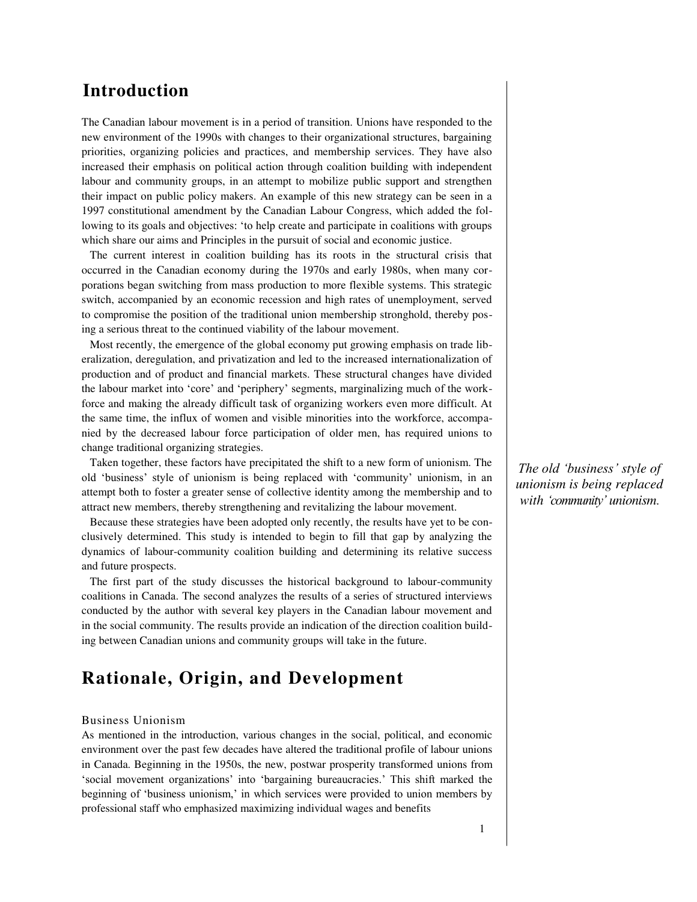# Introduction

The Canadian labour movement is in a period of transition. Unions have responded to the new environment of the 1990s with changes to their organizational structures, bargaining priorities, organizing policies and practices, and membership services. They have also increased their emphasis on political action through coalition building with independent labour and community groups, in an attempt to mobilize public support and strengthen their impact on public policy makers. An example of this new strategy can be seen in a 1997 constitutional amendment by the Canadian Labour Congress, which added the following to its goals and objectives: 'to help create and participate in coalitions with groups which share our aims and Principles in the pursuit of social and economic justice.

The current interest in coalition building has its roots in the structural crisis that occurred in the Canadian economy during the 1970s and early 1980s, when many corporations began switching from mass production to more flexible systems. This strategic switch, accompanied by an economic recession and high rates of unemployment, served to compromise the position of the traditional union membership stronghold, thereby posing a serious threat to the continued viability of the labour movement.

Most recently, the emergence of the global economy put growing emphasis on trade liberalization, deregulation, and privatization and led to the increased internationalization of production and of product and financial markets. These structural changes have divided the labour market into 'core' and 'periphery' segments, marginalizing much of the workforce and making the already difficult task of organizing workers even more difficult. At the same time, the influx of women and visible minorities into the workforce, accompanied by the decreased labour force participation of older men, has required unions to change traditional organizing strategies.

Taken together, these factors have precipitated the shift to a new form of unionism. The old 'business' style of unionism is being replaced with 'community' unionism, in an attempt both to foster a greater sense of collective identity among the membership and to attract new members, thereby strengthening and revitalizing the labour movement.

*The old 'business' style of unionism is being replaced with 'community' unionism.*

Because these strategies have been adopted only recently, the results have yet to be conclusively determined. This study is intended to begin to fill that gap by analyzing the dynamics of labour-community coalition building and determining its relative success and future prospects.

The first part of the study discusses the historical background to labour-community coalitions in Canada. The second analyzes the results of a series of structured interviews conducted by the author with several key players in the Canadian labour movement and in the social community. The results provide an indication of the direction coalition building between Canadian unions and community groups will take in the future.

# Rationale, Origin, and Development

### Business Unionism

As mentioned in the introduction, various changes in the social, political, and economic environment over the past few decades have altered the traditional profile of labour unions in Canada. Beginning in the 1950s, the new, postwar prosperity transformed unions from 'social movement organizations' into 'bargaining bureaucracies.' This shift marked the beginning of 'business unionism,' in which services were provided to union members by professional staff who emphasized maximizing individual wages and benefits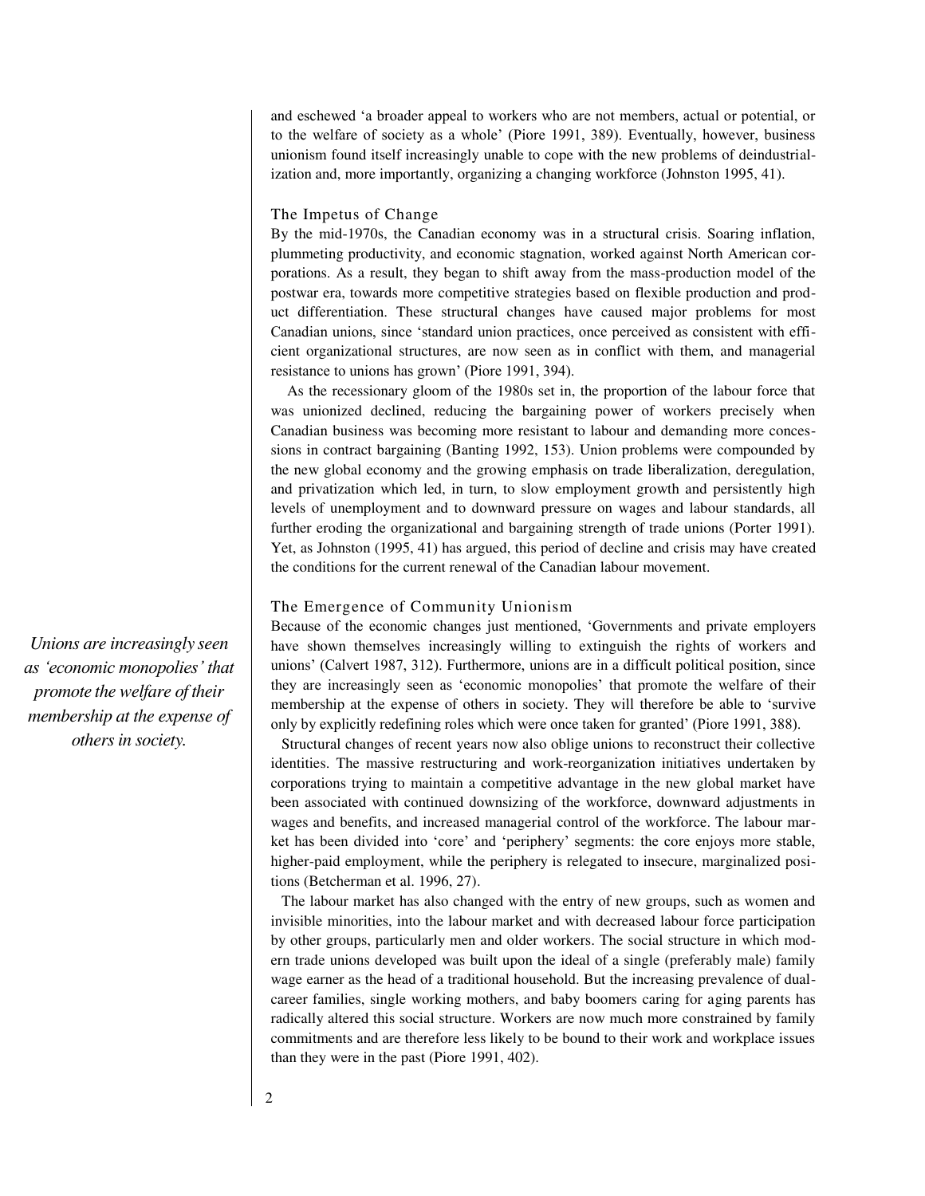and eschewed 'a broader appeal to workers who are not members, actual or potential, or to the welfare of society as a whole' (Piore 1991, 389). Eventually, however, business unionism found itself increasingly unable to cope with the new problems of deindustrialization and, more importantly, organizing a changing workforce (Johnston 1995, 41).

### The Impetus of Change

By the mid-1970s, the Canadian economy was in a structural crisis. Soaring inflation, plummeting productivity, and economic stagnation, worked against North American corporations. As a result, they began to shift away from the mass-production model of the postwar era, towards more competitive strategies based on flexible production and product differentiation. These structural changes have caused major problems for most Canadian unions, since 'standard union practices, once perceived as consistent with efficient organizational structures, are now seen as in conflict with them, and managerial resistance to unions has grown' (Piore 1991, 394).

As the recessionary gloom of the 1980s set in, the proportion of the labour force that was unionized declined, reducing the bargaining power of workers precisely when Canadian business was becoming more resistant to labour and demanding more concessions in contract bargaining (Banting 1992, 153). Union problems were compounded by the new global economy and the growing emphasis on trade liberalization, deregulation, and privatization which led, in turn, to slow employment growth and persistently high levels of unemployment and to downward pressure on wages and labour standards, all further eroding the organizational and bargaining strength of trade unions (Porter 1991). Yet, as Johnston (1995, 41) has argued, this period of decline and crisis may have created the conditions for the current renewal of the Canadian labour movement.

### The Emergence of Community Unionism

*Unions are increasingly seen as 'economic monopolies' that promote the welfare of their membership at the expense of others in society.*

Because of the economic changes just mentioned, 'Governments and private employers have shown themselves increasingly willing to extinguish the rights of workers and unions' (Calvert 1987, 312). Furthermore, unions are in a difficult political position, since they are increasingly seen as 'economic monopolies' that promote the welfare of their membership at the expense of others in society. They will therefore be able to 'survive only by explicitly redefining roles which were once taken for granted' (Piore 1991, 388).

Structural changes of recent years now also oblige unions to reconstruct their collective identities. The massive restructuring and work-reorganization initiatives undertaken by corporations trying to maintain a competitive advantage in the new global market have been associated with continued downsizing of the workforce, downward adjustments in wages and benefits, and increased managerial control of the workforce. The labour market has been divided into 'core' and 'periphery' segments: the core enjoys more stable, higher-paid employment, while the periphery is relegated to insecure, marginalized positions (Betcherman et al. 1996, 27).

The labour market has also changed with the entry of new groups, such as women and invisible minorities, into the labour market and with decreased labour force participation by other groups, particularly men and older workers. The social structure in which modern trade unions developed was built upon the ideal of a single (preferably male) family wage earner as the head of a traditional household. But the increasing prevalence of dual-career families, single working mothers, and baby boomers caring for aging parents has radically altered this social structure. Workers are now much more constrained by family commitments and are therefore less likely to be bound to their work and workplace issues than they were in the past (Piore 1991, 402).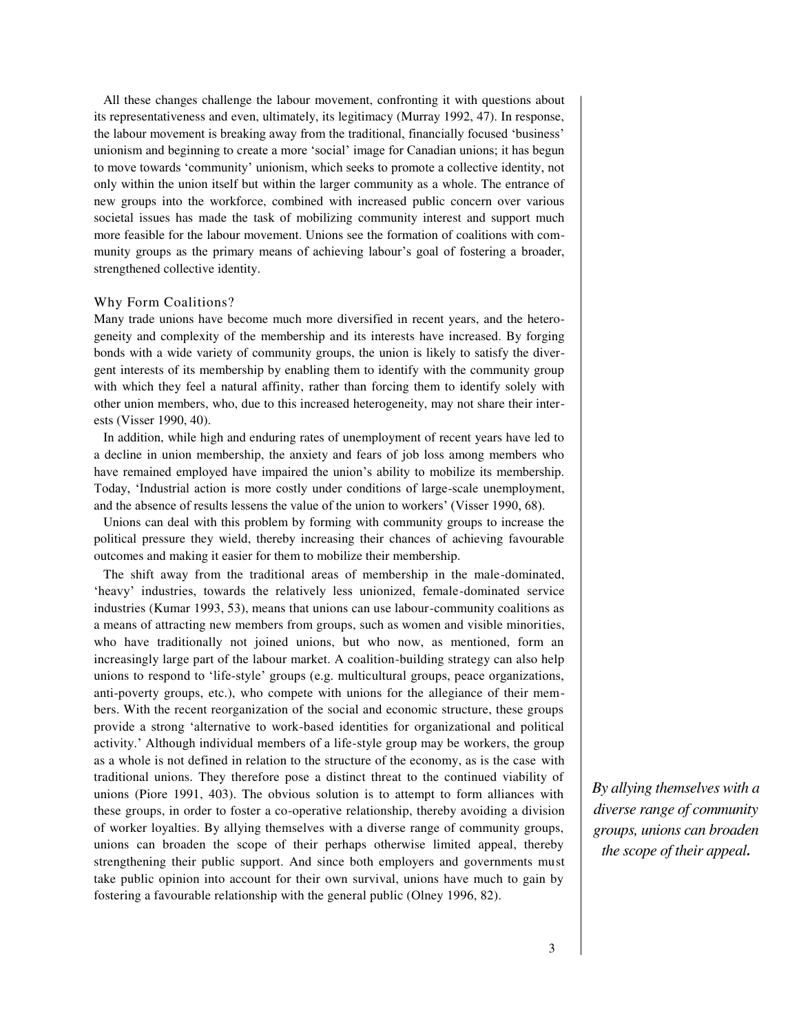All these changes challenge the labour movement, confronting it with questions about its representativeness and even, ultimately, its legitimacy (Murray 1992, 47). In response, the labour movement is breaking away from the traditional, financially focused 'business' unionism and beginning to create a more 'social' image for Canadian unions; it has begun to move towards 'community' unionism, which seeks to promote a collective identity, not only within the union itself but within the larger community as a whole. The entrance of new groups into the workforce, combined with increased public concern over various societal issues has made the task of mobilizing community interest and support much more feasible for the labour movement. Unions see the formation of coalitions with community groups as the primary means of achieving labour's goal of fostering a broader, strengthened collective identity.

## Why Form Coalitions?

Many trade unions have become much more diversified in recent years, and the heterogeneity and complexity of the membership and its interests have increased. By forging bonds with a wide variety of community groups, the union is likely to satisfy the divergent interests of its membership by enabling them to identify with the community group with which they feel a natural affinity, rather than forcing them to identify solely with other union members, who, due to this increased heterogeneity, may not share their interests (Visser 1990, 40).

In addition, while high and enduring rates of unemployment of recent years have led to a decline in union membership, the anxiety and fears of job loss among members who have remained employed have impaired the union's ability to mobilize its membership. Today, 'Industrial action is more costly under conditions of large-scale unemployment, and the absence of results lessens the value of the union to workers' (Visser 1990, 68).

Unions can deal with this problem by forming with community groups to increase the political pressure they wield, thereby increasing their chances of achieving favourable outcomes and making it easier for them to mobilize their membership.

The shift away from the traditional areas of membership in the male-dominated, 'heavy' industries, towards the relatively less unionized, female-dominated service industries (Kumar 1993, 53), means that unions can use labour-community coalitions as a means of attracting new members from groups, such as women and visible minorities, who have traditionally not joined unions, but who now, as mentioned, form an increasingly large part of the labour market. A coalition-building strategy can also help unions to respond to 'life-style' groups (e.g. multicultural groups, peace organizations, anti-poverty groups, etc.), who compete with unions for the allegiance of their members. With the recent reorganization of the social and economic structure, these groups provide a strong 'alternative to work-based identities for organizational and political activity.' Although individual members of a life-style group may be workers, the group as a whole is not defined in relation to the structure of the economy, as is the case with traditional unions. They therefore pose a distinct threat to the continued viability of unions (Piore 1991, 403). The obvious solution is to attempt to form alliances with these groups, in order to foster a co-operative relationship, thereby avoiding a division of worker loyalties. By allying themselves with a diverse range of community groups, unions can broaden the scope of their perhaps otherwise limited appeal, thereby strengthening their public support. And since both employers and governments must take public opinion into account for their own survival, unions have much to gain by fostering a favourable relationship with the general public (Olney 1996, 82).

*By allying themselves with a diverse range of community groups, unions can broaden the scope of their appeal.*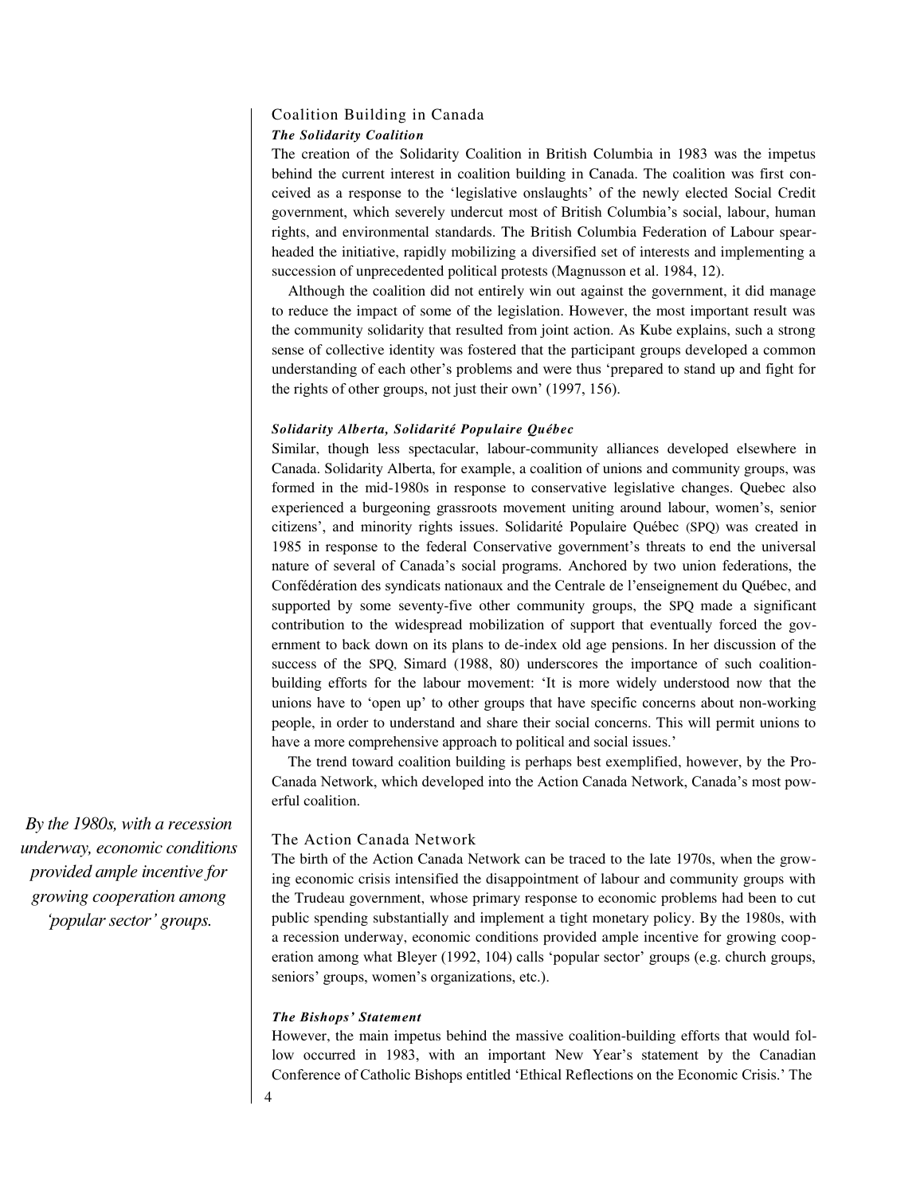## Coalition Building in Canada

### *The Solidarity Coalition*

The creation of the Solidarity Coalition in British Columbia in 1983 was the impetus behind the current interest in coalition building in Canada. The coalition was first conceived as a response to the 'legislative onslaughts' of the newly elected Social Credit government, which severely undercut most of British Columbia's social, labour, human rights, and environmental standards. The British Columbia Federation of Labour spearheaded the initiative, rapidly mobilizing a diversified set of interests and implementing a succession of unprecedented political protests (Magnusson et al. 1984, 12).

Although the coalition did not entirely win out against the government, it did manage to reduce the impact of some of the legislation. However, the most important result was the community solidarity that resulted from joint action. As Kube explains, such a strong sense of collective identity was fostered that the participant groups developed a common understanding of each other's problems and were thus 'prepared to stand up and fight for the rights of other groups, not just their own' (1997, 156).

### *Solidarity Alberta, Solidarité Populaire Québec*

Similar, though less spectacular, labour-community alliances developed elsewhere in Canada. Solidarity Alberta, for example, a coalition of unions and community groups, was formed in the mid-1980s in response to conservative legislative changes. Quebec also experienced a burgeoning grassroots movement uniting around labour, women's, senior citizens', and minority rights issues. Solidarité Populaire Québec (SPQ) was created in 1985 in response to the federal Conservative government's threats to end the universal nature of several of Canada's social programs. Anchored by two union federations, the Confédération des syndicats nationaux and the Centrale de l'enseignement du Québec, and supported by some seventy-five other community groups, the SPQ made a significant contribution to the widespread mobilization of support that eventually forced the government to back down on its plans to de-index old age pensions. In her discussion of the success of the SPQ, Simard (1988, 80) underscores the importance of such coalition-building efforts for the labour movement: 'It is more widely understood now that the unions have to 'open up' to other groups that have specific concerns about non-working people, in order to understand and share their social concerns. This will permit unions to have a more comprehensive approach to political and social issues.'

The trend toward coalition building is perhaps best exemplified, however, by the Pro-Canada Network, which developed into the Action Canada Network, Canada's most powerful coalition.

## The Action Canada Network

*By the 1980s, with a recession underway, economic conditions provided ample incentive for growing cooperation among 'popular sector' groups.*

The birth of the Action Canada Network can be traced to the late 1970s, when the growing economic crisis intensified the disappointment of labour and community groups with the Trudeau government, whose primary response to economic problems had been to cut public spending substantially and implement a tight monetary policy. By the 1980s, with a recession underway, economic conditions provided ample incentive for growing cooperation among what Bleyer (1992, 104) calls 'popular sector' groups (e.g. church groups, seniors' groups, women's organizations, etc.).

### *The Bishops' Statement*

However, the main impetus behind the massive coalition-building efforts that would follow occurred in 1983, with an important New Year's statement by the Canadian Conference of Catholic Bishops entitled 'Ethical Reflections on the Economic Crisis.' The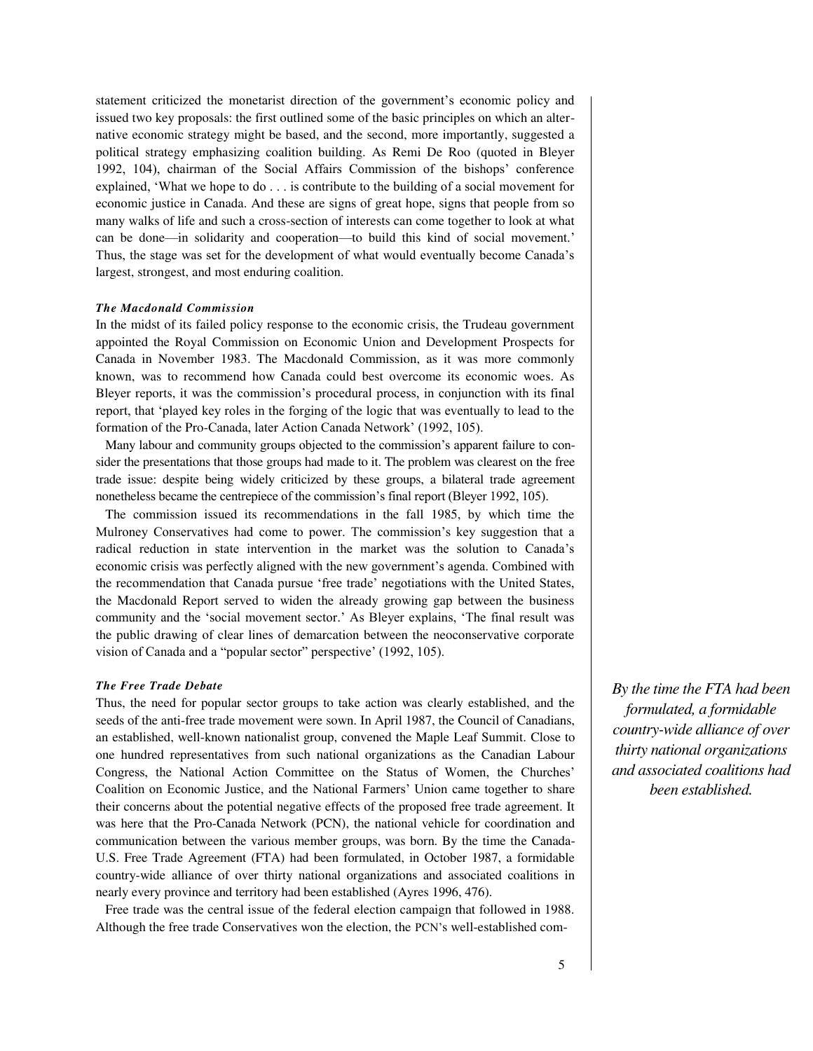statement criticized the monetarist direction of the government's economic policy and issued two key proposals: the first outlined some of the basic principles on which an alternative economic strategy might be based, and the second, more importantly, suggested a political strategy emphasizing coalition building. As Remi De Roo (quoted in Bleyer 1992, 104), chairman of the Social Affairs Commission of the bishops' conference explained, 'What we hope to do . . . is contribute to the building of a social movement for economic justice in Canada. And these are signs of great hope, signs that people from so many walks of life and such a cross-section of interests can come together to look at what can be done—in solidarity and cooperation—to build this kind of social movement.' Thus, the stage was set for the development of what would eventually become Canada's largest, strongest, and most enduring coalition.

#### *The Macdonald Commission*

In the midst of its failed policy response to the economic crisis, the Trudeau government appointed the Royal Commission on Economic Union and Development Prospects for Canada in November 1983. The Macdonald Commission, as it was more commonly known, was to recommend how Canada could best overcome its economic woes. As Bleyer reports, it was the commission's procedural process, in conjunction with its final report, that 'played key roles in the forging of the logic that was eventually to lead to the formation of the Pro-Canada, later Action Canada Network' (1992, 105).

Many labour and community groups objected to the commission's apparent failure to consider the presentations that those groups had made to it. The problem was clearest on the free trade issue: despite being widely criticized by these groups, a bilateral trade agreement nonetheless became the centrepiece of the commission's final report (Bleyer 1992, 105).

The commission issued its recommendations in the fall 1985, by which time the Mulroney Conservatives had come to power. The commission's key suggestion that a radical reduction in state intervention in the market was the solution to Canada's economic crisis was perfectly aligned with the new government's agenda. Combined with the recommendation that Canada pursue 'free trade' negotiations with the United States, the Macdonald Report served to widen the already growing gap between the business community and the 'social movement sector.' As Bleyer explains, 'The final result was the public drawing of clear lines of demarcation between the neoconservative corporate vision of Canada and a "popular sector" perspective' (1992, 105).

#### *The Free Trade Debate*

Thus, the need for popular sector groups to take action was clearly established, and the seeds of the anti-free trade movement were sown. In April 1987, the Council of Canadians, an established, well-known nationalist group, convened the Maple Leaf Summit. Close to one hundred representatives from such national organizations as the Canadian Labour Congress, the National Action Committee on the Status of Women, the Churches' Coalition on Economic Justice, and the National Farmers' Union came together to share their concerns about the potential negative effects of the proposed free trade agreement. It was here that the Pro-Canada Network (PCN), the national vehicle for coordination and communication between the various member groups, was born. By the time the Canada-U.S. Free Trade Agreement (FTA) had been formulated, in October 1987, a formidable country-wide alliance of over thirty national organizations and associated coalitions in nearly every province and territory had been established (Ayres 1996, 476).

*By the time the FTA had been formulated, a formidable country-wide alliance of over thirty national organizations and associated coalitions had been established.*

Free trade was the central issue of the federal election campaign that followed in 1988. Although the free trade Conservatives won the election, the PCN's well-established com-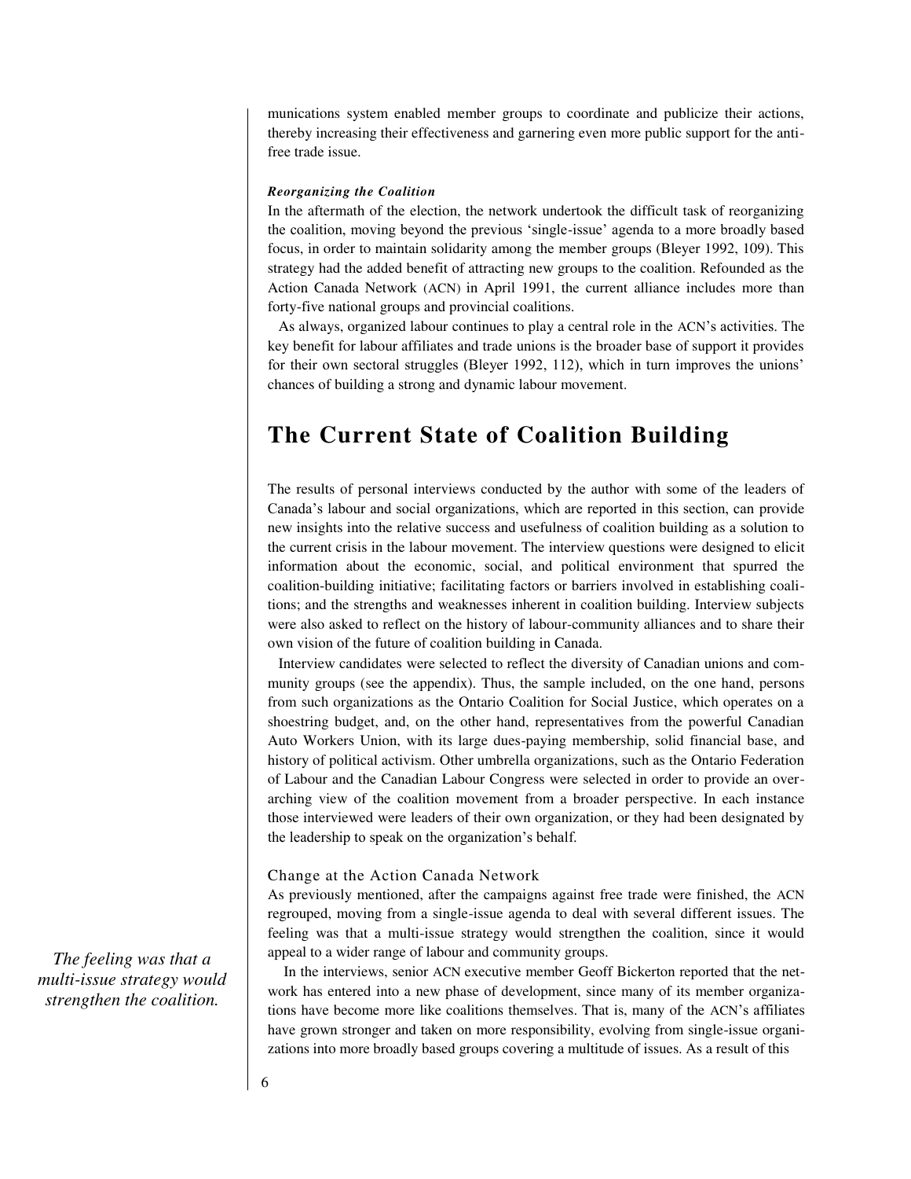munications system enabled member groups to coordinate and publicize their actions, thereby increasing their effectiveness and garnering even more public support for the anti-free trade issue.

#### *Reorganizing the Coalition*

In the aftermath of the election, the network undertook the difficult task of reorganizing the coalition, moving beyond the previous 'single-issue' agenda to a more broadly based focus, in order to maintain solidarity among the member groups (Bleyer 1992, 109). This strategy had the added benefit of attracting new groups to the coalition. Refounded as the Action Canada Network (ACN) in April 1991, the current alliance includes more than forty-five national groups and provincial coalitions.

As always, organized labour continues to play a central role in the ACN's activities. The key benefit for labour affiliates and trade unions is the broader base of support it provides for their own sectoral struggles (Bleyer 1992, 112), which in turn improves the unions' chances of building a strong and dynamic labour movement.

## The Current State of Coalition Building

The results of personal interviews conducted by the author with some of the leaders of Canada's labour and social organizations, which are reported in this section, can provide new insights into the relative success and usefulness of coalition building as a solution to the current crisis in the labour movement. The interview questions were designed to elicit information about the economic, social, and political environment that spurred the coalition-building initiative; facilitating factors or barriers involved in establishing coalitions; and the strengths and weaknesses inherent in coalition building. Interview subjects were also asked to reflect on the history of labour-community alliances and to share their own vision of the future of coalition building in Canada.

Interview candidates were selected to reflect the diversity of Canadian unions and community groups (see the appendix). Thus, the sample included, on the one hand, persons from such organizations as the Ontario Coalition for Social Justice, which operates on a shoestring budget, and, on the other hand, representatives from the powerful Canadian Auto Workers Union, with its large dues-paying membership, solid financial base, and history of political activism. Other umbrella organizations, such as the Ontario Federation of Labour and the Canadian Labour Congress were selected in order to provide an overarching view of the coalition movement from a broader perspective. In each instance those interviewed were leaders of their own organization, or they had been designated by the leadership to speak on the organization's behalf.

### Change at the Action Canada Network

As previously mentioned, after the campaigns against free trade were finished, the ACN regrouped, moving from a single-issue agenda to deal with several different issues. The feeling was that a multi-issue strategy would strengthen the coalition, since it would appeal to a wider range of labour and community groups.

*The feeling was that a multi-issue strategy would strengthen the coalition.*

In the interviews, senior ACN executive member Geoff Bickerton reported that the network has entered into a new phase of development, since many of its member organizations have become more like coalitions themselves. That is, many of the ACN's affiliates have grown stronger and taken on more responsibility, evolving from single-issue organizations into more broadly based groups covering a multitude of issues. As a result of this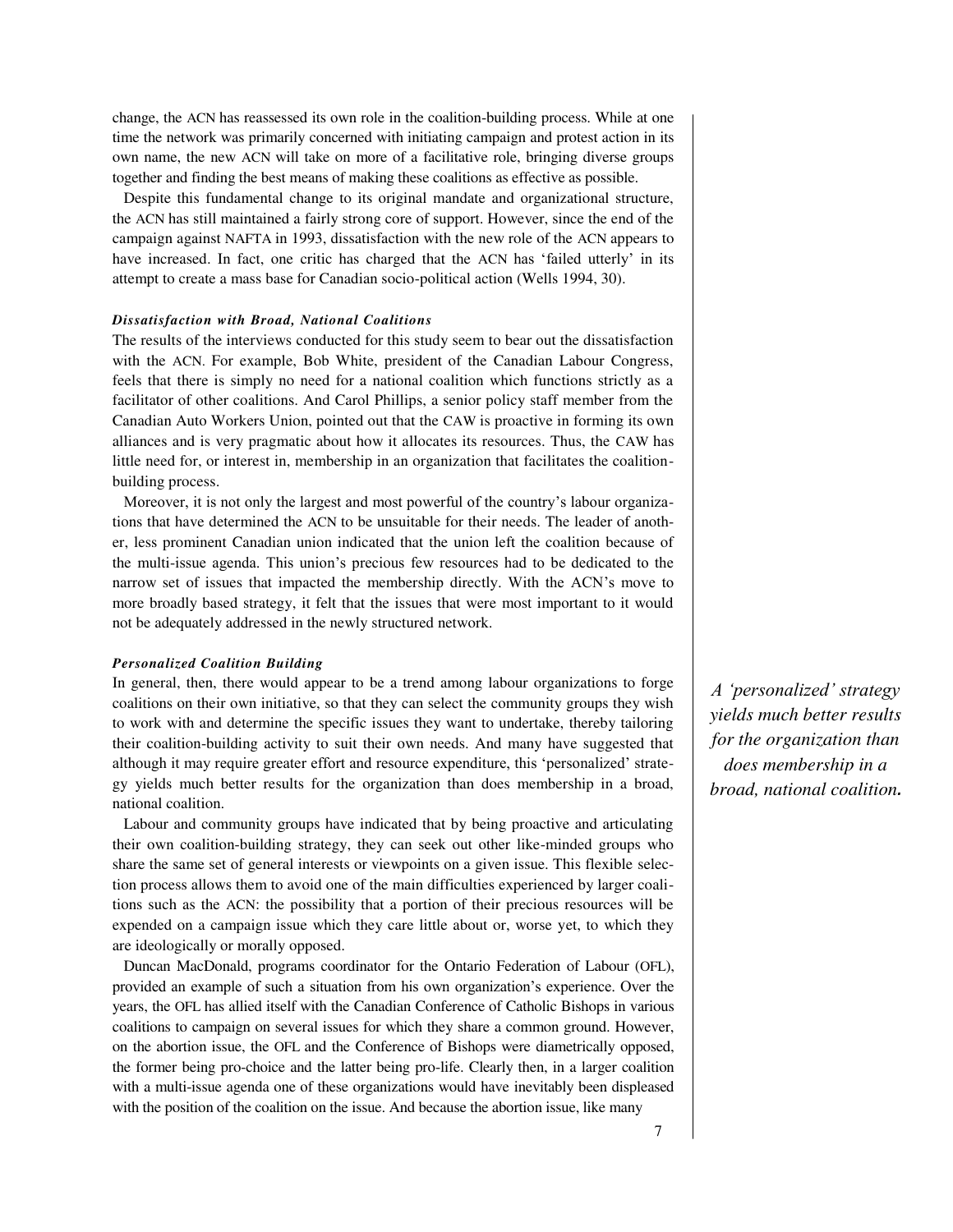change, the ACN has reassessed its own role in the coalition-building process. While at one time the network was primarily concerned with initiating campaign and protest action in its own name, the new ACN will take on more of a facilitative role, bringing diverse groups together and finding the best means of making these coalitions as effective as possible.

Despite this fundamental change to its original mandate and organizational structure, the ACN has still maintained a fairly strong core of support. However, since the end of the campaign against NAFTA in 1993, dissatisfaction with the new role of the ACN appears to have increased. In fact, one critic has charged that the ACN has 'failed utterly' in its attempt to create a mass base for Canadian socio-political action (Wells 1994, 30).

#### *Dissatisfaction with Broad, National Coalitions*

The results of the interviews conducted for this study seem to bear out the dissatisfaction with the ACN. For example, Bob White, president of the Canadian Labour Congress, feels that there is simply no need for a national coalition which functions strictly as a facilitator of other coalitions. And Carol Phillips, a senior policy staff member from the Canadian Auto Workers Union, pointed out that the CAW is proactive in forming its own alliances and is very pragmatic about how it allocates its resources. Thus, the CAW has little need for, or interest in, membership in an organization that facilitates the coalition-building process.

Moreover, it is not only the largest and most powerful of the country's labour organizations that have determined the ACN to be unsuitable for their needs. The leader of another, less prominent Canadian union indicated that the union left the coalition because of the multi-issue agenda. This union's precious few resources had to be dedicated to the narrow set of issues that impacted the membership directly. With the ACN's move to more broadly based strategy, it felt that the issues that were most important to it would not be adequately addressed in the newly structured network.

#### *Personalized Coalition Building*

In general, then, there would appear to be a trend among labour organizations to forge coalitions on their own initiative, so that they can select the community groups they wish to work with and determine the specific issues they want to undertake, thereby tailoring their coalition-building activity to suit their own needs. And many have suggested that although it may require greater effort and resource expenditure, this 'personalized' strategy yields much better results for the organization than does membership in a broad, national coalition.

*A 'personalized' strategy yields much better results for the organization than does membership in a broad, national coalition.*

Labour and community groups have indicated that by being proactive and articulating their own coalition-building strategy, they can seek out other like-minded groups who share the same set of general interests or viewpoints on a given issue. This flexible selection process allows them to avoid one of the main difficulties experienced by larger coalitions such as the ACN: the possibility that a portion of their precious resources will be expended on a campaign issue which they care little about or, worse yet, to which they are ideologically or morally opposed.

Duncan MacDonald, programs coordinator for the Ontario Federation of Labour (OFL), provided an example of such a situation from his own organization's experience. Over the years, the OFL has allied itself with the Canadian Conference of Catholic Bishops in various coalitions to campaign on several issues for which they share a common ground. However, on the abortion issue, the OFL and the Conference of Bishops were diametrically opposed, the former being pro-choice and the latter being pro-life. Clearly then, in a larger coalition with a multi-issue agenda one of these organizations would have inevitably been displeased with the position of the coalition on the issue. And because the abortion issue, like many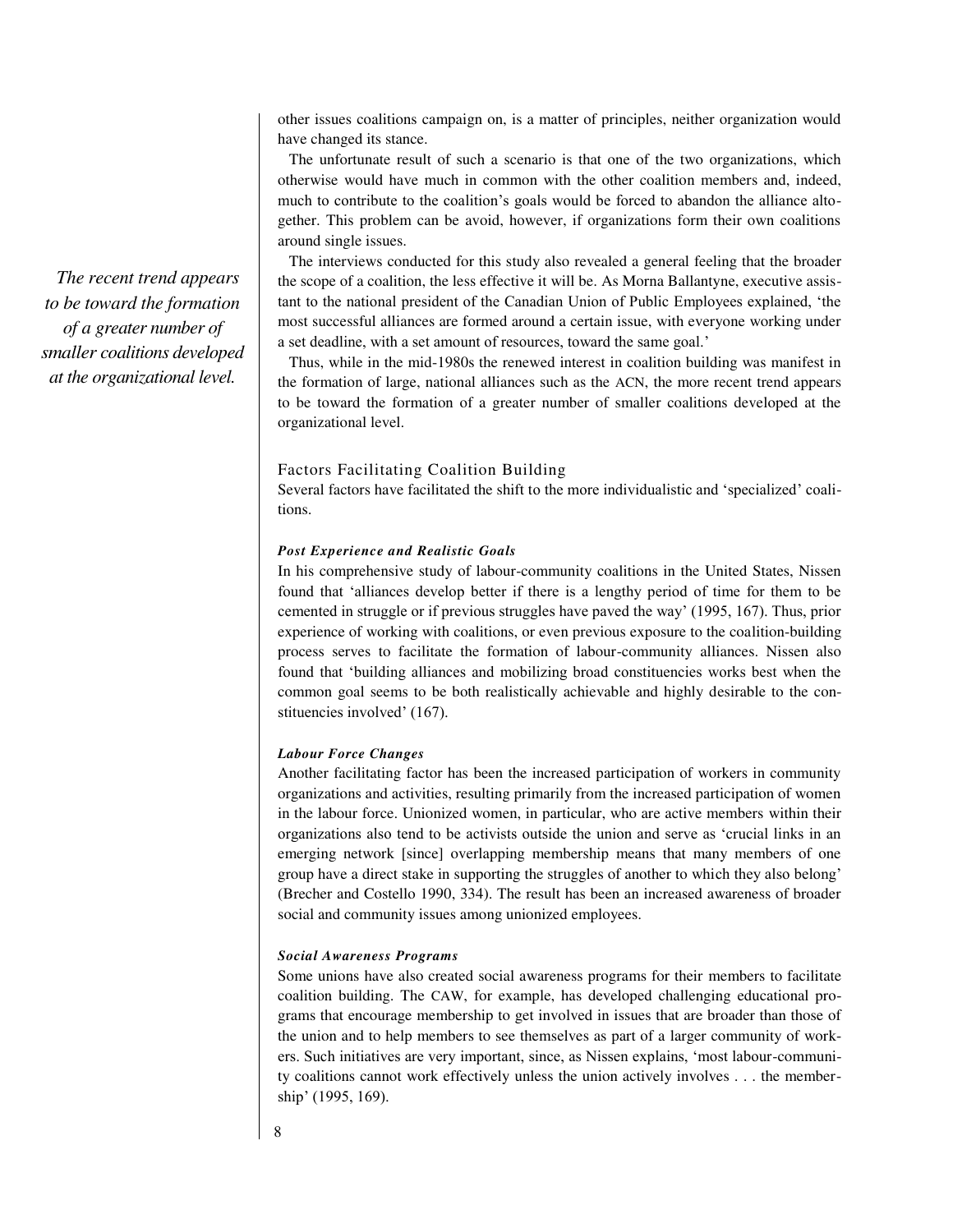other issues coalitions campaign on, is a matter of principles, neither organization would have changed its stance.

The unfortunate result of such a scenario is that one of the two organizations, which otherwise would have much in common with the other coalition members and, indeed, much to contribute to the coalition's goals would be forced to abandon the alliance altogether. This problem can be avoid, however, if organizations form their own coalitions around single issues.

*The recent trend appears to be toward the formation of a greater number of smaller coalitions developed at the organizational level.*

The interviews conducted for this study also revealed a general feeling that the broader the scope of a coalition, the less effective it will be. As Morna Ballantyne, executive assistant to the national president of the Canadian Union of Public Employees explained, 'the most successful alliances are formed around a certain issue, with everyone working under a set deadline, with a set amount of resources, toward the same goal.'

Thus, while in the mid-1980s the renewed interest in coalition building was manifest in the formation of large, national alliances such as the ACN, the more recent trend appears to be toward the formation of a greater number of smaller coalitions developed at the organizational level.

## Factors Facilitating Coalition Building

Several factors have facilitated the shift to the more individualistic and 'specialized' coalitions.

#### *Post Experience and Realistic Goals*

In his comprehensive study of labour-community coalitions in the United States, Nissen found that 'alliances develop better if there is a lengthy period of time for them to be cemented in struggle or if previous struggles have paved the way' (1995, 167). Thus, prior experience of working with coalitions, or even previous exposure to the coalition-building process serves to facilitate the formation of labour-community alliances. Nissen also found that 'building alliances and mobilizing broad constituencies works best when the common goal seems to be both realistically achievable and highly desirable to the constituencies involved' (167).

#### *Labour Force Changes*

Another facilitating factor has been the increased participation of workers in community organizations and activities, resulting primarily from the increased participation of women in the labour force. Unionized women, in particular, who are active members within their organizations also tend to be activists outside the union and serve as 'crucial links in an emerging network [since] overlapping membership means that many members of one group have a direct stake in supporting the struggles of another to which they also belong' (Brecher and Costello 1990, 334). The result has been an increased awareness of broader social and community issues among unionized employees.

#### *Social Awareness Programs*

Some unions have also created social awareness programs for their members to facilitate coalition building. The CAW, for example, has developed challenging educational programs that encourage membership to get involved in issues that are broader than those of the union and to help members to see themselves as part of a larger community of workers. Such initiatives are very important, since, as Nissen explains, 'most labour-community coalitions cannot work effectively unless the union actively involves . . . the membership' (1995, 169).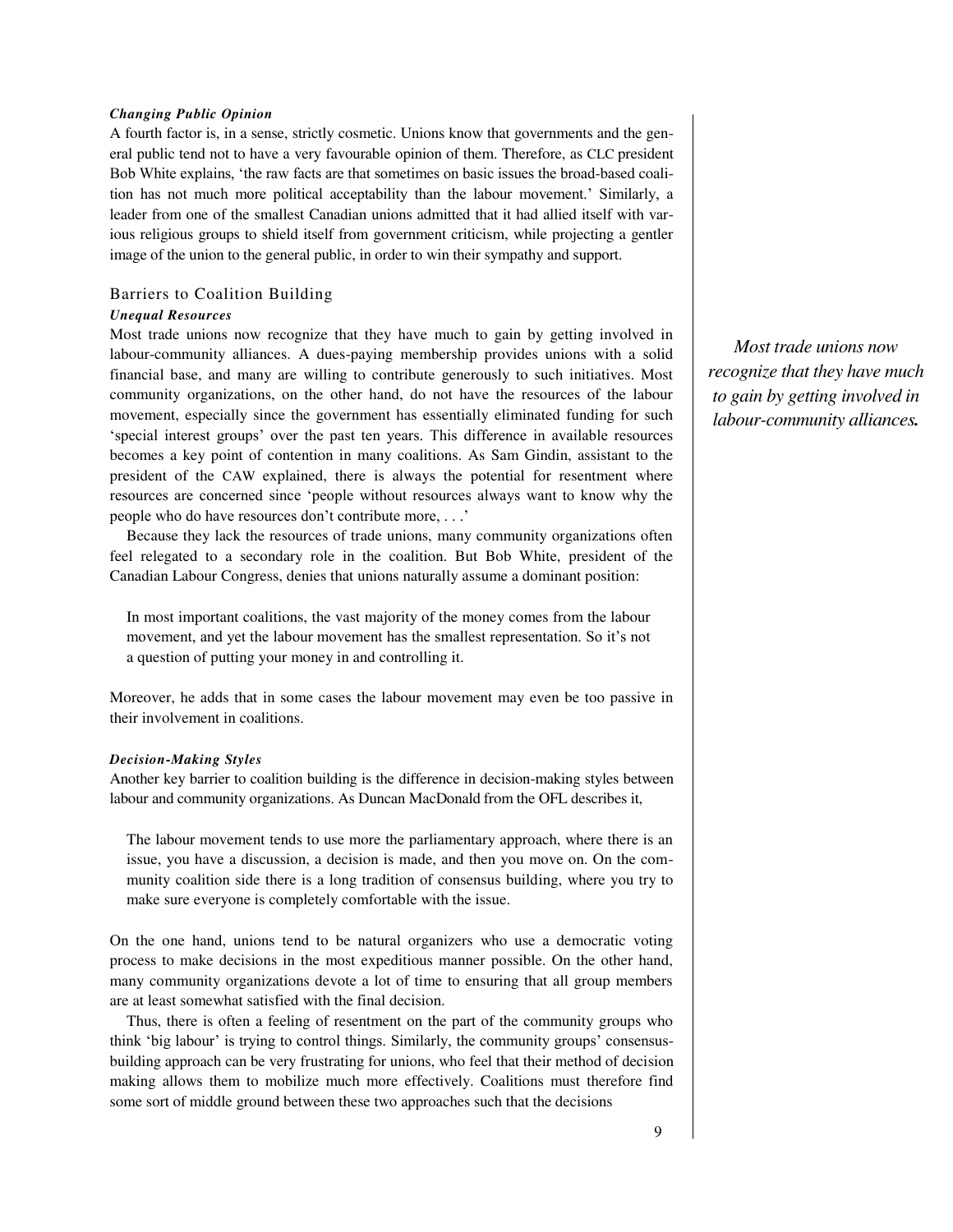#### *Changing Public Opinion*

A fourth factor is, in a sense, strictly cosmetic. Unions know that governments and the general public tend not to have a very favourable opinion of them. Therefore, as CLC president Bob White explains, 'the raw facts are that sometimes on basic issues the broad-based coalition has not much more political acceptability than the labour movement.' Similarly, a leader from one of the smallest Canadian unions admitted that it had allied itself with various religious groups to shield itself from government criticism, while projecting a gentler image of the union to the general public, in order to win their sympathy and support.

### Barriers to Coalition Building

#### *Unequal Resources*

Most trade unions now recognize that they have much to gain by getting involved in labour-community alliances. A dues-paying membership provides unions with a solid financial base, and many are willing to contribute generously to such initiatives. Most community organizations, on the other hand, do not have the resources of the labour movement, especially since the government has essentially eliminated funding for such 'special interest groups' over the past ten years. This difference in available resources becomes a key point of contention in many coalitions. As Sam Gindin, assistant to the president of the CAW explained, there is always the potential for resentment where resources are concerned since 'people without resources always want to know why the people who do have resources don't contribute more, . . .'

*Most trade unions now recognize that they have much to gain by getting involved in labour-community alliances.*

Because they lack the resources of trade unions, many community organizations often feel relegated to a secondary role in the coalition. But Bob White, president of the Canadian Labour Congress, denies that unions naturally assume a dominant position:

> In most important coalitions, the vast majority of the money comes from the labour movement, and yet the labour movement has the smallest representation. So it's not a question of putting your money in and controlling it.

Moreover, he adds that in some cases the labour movement may even be too passive in their involvement in coalitions.

#### *Decision-Making Styles*

Another key barrier to coalition building is the difference in decision-making styles between labour and community organizations. As Duncan MacDonald from the OFL describes it,

> The labour movement tends to use more the parliamentary approach, where there is an issue, you have a discussion, a decision is made, and then you move on. On the community coalition side there is a long tradition of consensus building, where you try to make sure everyone is completely comfortable with the issue.

On the one hand, unions tend to be natural organizers who use a democratic voting process to make decisions in the most expeditious manner possible. On the other hand, many community organizations devote a lot of time to ensuring that all group members are at least somewhat satisfied with the final decision.

Thus, there is often a feeling of resentment on the part of the community groups who think 'big labour' is trying to control things. Similarly, the community groups' consensus-building approach can be very frustrating for unions, who feel that their method of decision making allows them to mobilize much more effectively. Coalitions must therefore find some sort of middle ground between these two approaches such that the decisions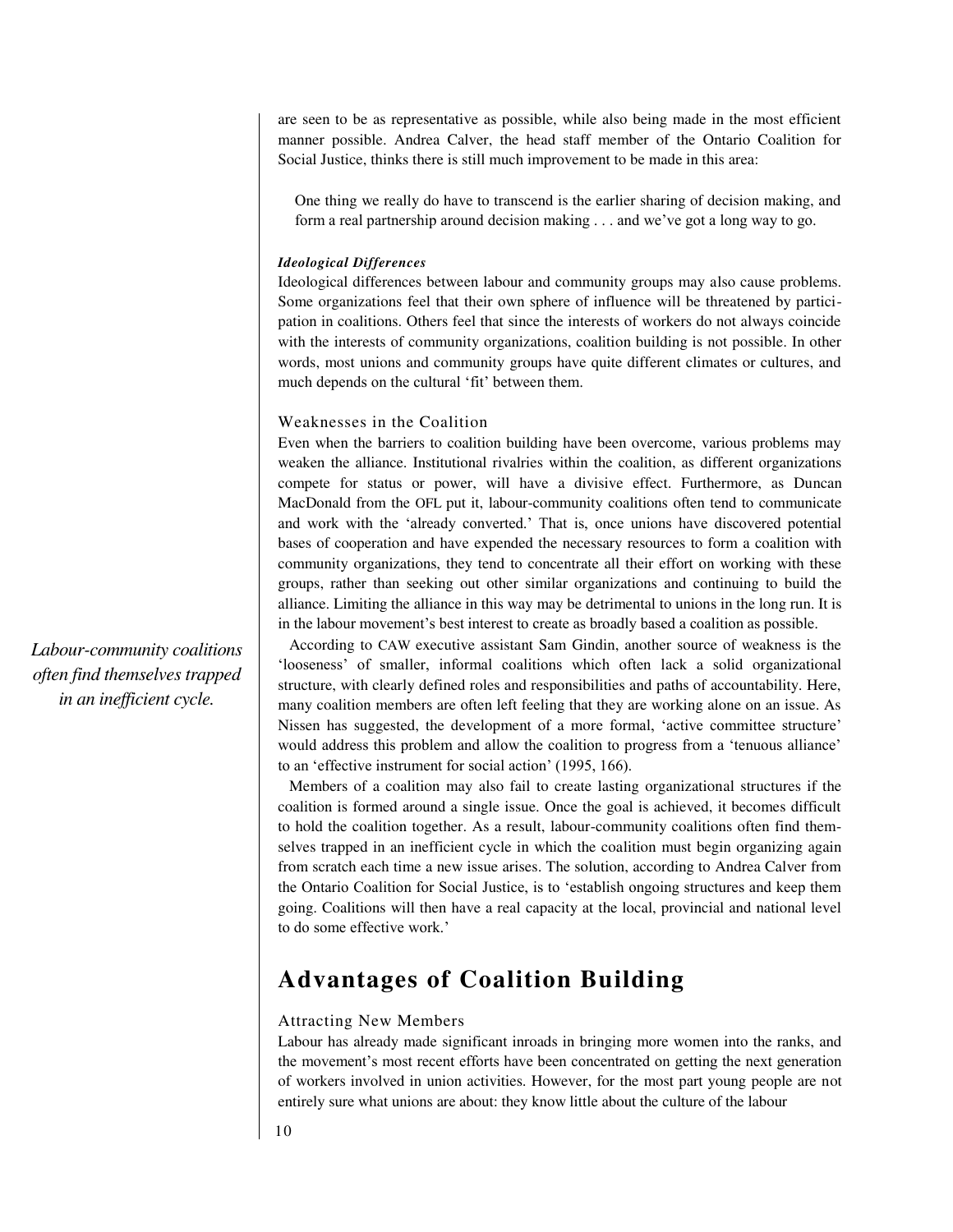are seen to be as representative as possible, while also being made in the most efficient manner possible. Andrea Calver, the head staff member of the Ontario Coalition for Social Justice, thinks there is still much improvement to be made in this area:

> One thing we really do have to transcend is the earlier sharing of decision making, and form a real partnership around decision making . . . and we've got a long way to go.

#### *Ideological Differences*

Ideological differences between labour and community groups may also cause problems. Some organizations feel that their own sphere of influence will be threatened by participation in coalitions. Others feel that since the interests of workers do not always coincide with the interests of community organizations, coalition building is not possible. In other words, most unions and community groups have quite different climates or cultures, and much depends on the cultural 'fit' between them.

### Weaknesses in the Coalition

Even when the barriers to coalition building have been overcome, various problems may weaken the alliance. Institutional rivalries within the coalition, as different organizations compete for status or power, will have a divisive effect. Furthermore, as Duncan MacDonald from the OFL put it, labour-community coalitions often tend to communicate and work with the 'already converted.' That is, once unions have discovered potential bases of cooperation and have expended the necessary resources to form a coalition with community organizations, they tend to concentrate all their effort on working with these groups, rather than seeking out other similar organizations and continuing to build the alliance. Limiting the alliance in this way may be detrimental to unions in the long run. It is in the labour movement's best interest to create as broadly based a coalition as possible.

*Labour-community coalitions often find themselves trapped in an inefficient cycle.*

According to CAW executive assistant Sam Gindin, another source of weakness is the 'looseness' of smaller, informal coalitions which often lack a solid organizational structure, with clearly defined roles and responsibilities and paths of accountability. Here, many coalition members are often left feeling that they are working alone on an issue. As Nissen has suggested, the development of a more formal, 'active committee structure' would address this problem and allow the coalition to progress from a 'tenuous alliance' to an 'effective instrument for social action' (1995, 166).

Members of a coalition may also fail to create lasting organizational structures if the coalition is formed around a single issue. Once the goal is achieved, it becomes difficult to hold the coalition together. As a result, labour-community coalitions often find themselves trapped in an inefficient cycle in which the coalition must begin organizing again from scratch each time a new issue arises. The solution, according to Andrea Calver from the Ontario Coalition for Social Justice, is to 'establish ongoing structures and keep them going. Coalitions will then have a real capacity at the local, provincial and national level to do some effective work.'

## Advantages of Coalition Building

### Attracting New Members

Labour has already made significant inroads in bringing more women into the ranks, and the movement's most recent efforts have been concentrated on getting the next generation of workers involved in union activities. However, for the most part young people are not entirely sure what unions are about: they know little about the culture of the labour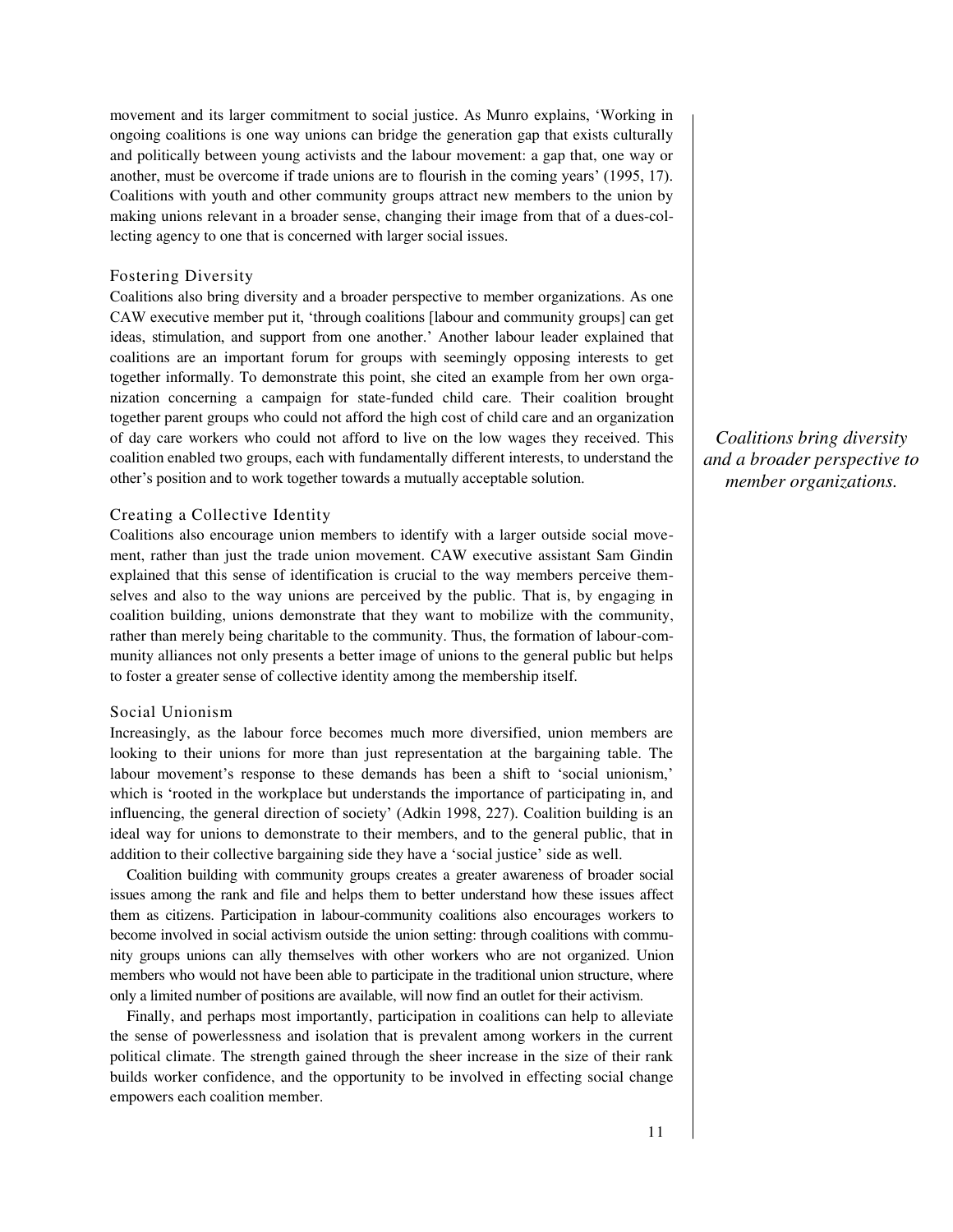movement and its larger commitment to social justice. As Munro explains, 'Working in ongoing coalitions is one way unions can bridge the generation gap that exists culturally and politically between young activists and the labour movement: a gap that, one way or another, must be overcome if trade unions are to flourish in the coming years' (1995, 17). Coalitions with youth and other community groups attract new members to the union by making unions relevant in a broader sense, changing their image from that of a dues-collecting agency to one that is concerned with larger social issues.

### Fostering Diversity

Coalitions also bring diversity and a broader perspective to member organizations. As one CAW executive member put it, 'through coalitions [labour and community groups] can get ideas, stimulation, and support from one another.' Another labour leader explained that coalitions are an important forum for groups with seemingly opposing interests to get together informally. To demonstrate this point, she cited an example from her own organization concerning a campaign for state-funded child care. Their coalition brought together parent groups who could not afford the high cost of child care and an organization of day care workers who could not afford to live on the low wages they received. This coalition enabled two groups, each with fundamentally different interests, to understand the other's position and to work together towards a mutually acceptable solution.

*Coalitions bring diversity and a broader perspective to member organizations.*

### Creating a Collective Identity

Coalitions also encourage union members to identify with a larger outside social movement, rather than just the trade union movement. CAW executive assistant Sam Gindin explained that this sense of identification is crucial to the way members perceive themselves and also to the way unions are perceived by the public. That is, by engaging in coalition building, unions demonstrate that they want to mobilize with the community, rather than merely being charitable to the community. Thus, the formation of labour-community alliances not only presents a better image of unions to the general public but helps to foster a greater sense of collective identity among the membership itself.

### Social Unionism

Increasingly, as the labour force becomes much more diversified, union members are looking to their unions for more than just representation at the bargaining table. The labour movement's response to these demands has been a shift to 'social unionism,' which is 'rooted in the workplace but understands the importance of participating in, and influencing, the general direction of society' (Adkin 1998, 227). Coalition building is an ideal way for unions to demonstrate to their members, and to the general public, that in addition to their collective bargaining side they have a 'social justice' side as well.

Coalition building with community groups creates a greater awareness of broader social issues among the rank and file and helps them to better understand how these issues affect them as citizens. Participation in labour-community coalitions also encourages workers to become involved in social activism outside the union setting: through coalitions with community groups unions can ally themselves with other workers who are not organized. Union members who would not have been able to participate in the traditional union structure, where only a limited number of positions are available, will now find an outlet for their activism.

Finally, and perhaps most importantly, participation in coalitions can help to alleviate the sense of powerlessness and isolation that is prevalent among workers in the current political climate. The strength gained through the sheer increase in the size of their rank builds worker confidence, and the opportunity to be involved in effecting social change empowers each coalition member.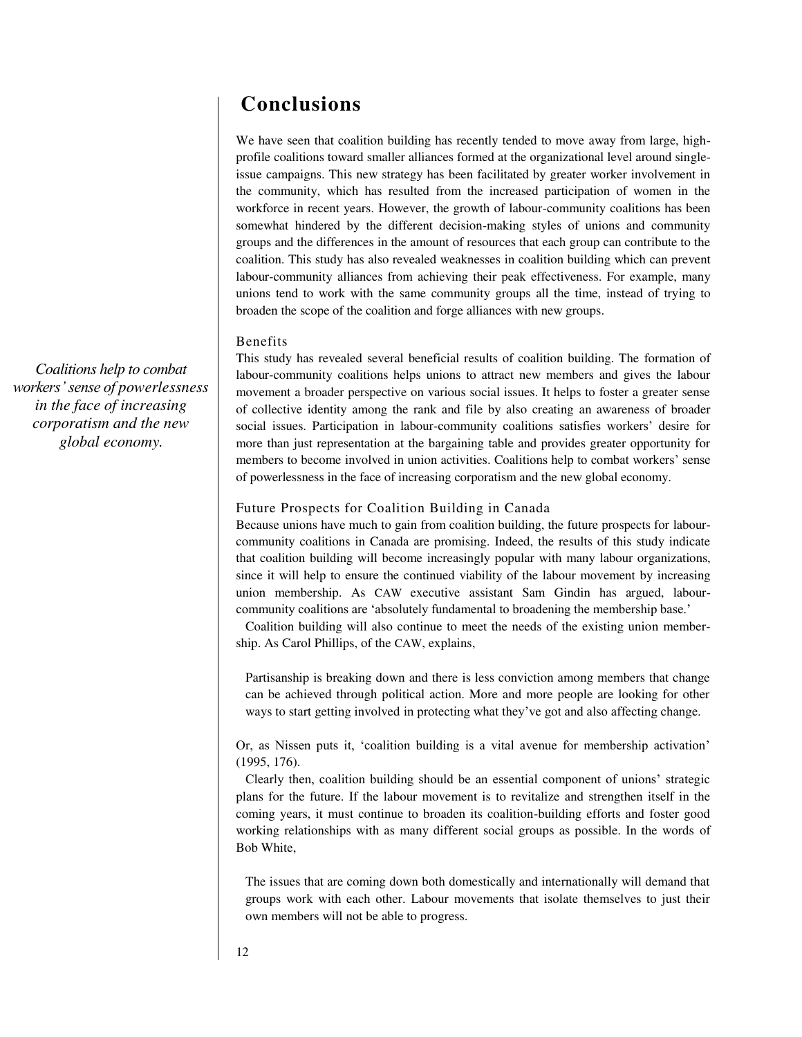## Conclusions

We have seen that coalition building has recently tended to move away from large, high-profile coalitions toward smaller alliances formed at the organizational level around single-issue campaigns. This new strategy has been facilitated by greater worker involvement in the community, which has resulted from the increased participation of women in the workforce in recent years. However, the growth of labour-community coalitions has been somewhat hindered by the different decision-making styles of unions and community groups and the differences in the amount of resources that each group can contribute to the coalition. This study has also revealed weaknesses in coalition building which can prevent labour-community alliances from achieving their peak effectiveness. For example, many unions tend to work with the same community groups all the time, instead of trying to broaden the scope of the coalition and forge alliances with new groups.

### Benefits

This study has revealed several beneficial results of coalition building. The formation of labour-community coalitions helps unions to attract new members and gives the labour movement a broader perspective on various social issues. It helps to foster a greater sense of collective identity among the rank and file by also creating an awareness of broader social issues. Participation in labour-community coalitions satisfies workers' desire for more than just representation at the bargaining table and provides greater opportunity for members to become involved in union activities. Coalitions help to combat workers' sense of powerlessness in the face of increasing corporatism and the new global economy.

*Coalitions help to combat workers' sense of powerlessness in the face of increasing corporatism and the new global economy.*

### Future Prospects for Coalition Building in Canada

Because unions have much to gain from coalition building, the future prospects for labour-community coalitions in Canada are promising. Indeed, the results of this study indicate that coalition building will become increasingly popular with many labour organizations, since it will help to ensure the continued viability of the labour movement by increasing union membership. As CAW executive assistant Sam Gindin has argued, labour-community coalitions are 'absolutely fundamental to broadening the membership base.'

Coalition building will also continue to meet the needs of the existing union membership. As Carol Phillips, of the CAW, explains,

> Partisanship is breaking down and there is less conviction among members that change can be achieved through political action. More and more people are looking for other ways to start getting involved in protecting what they've got and also affecting change.

Or, as Nissen puts it, 'coalition building is a vital avenue for membership activation' (1995, 176).

Clearly then, coalition building should be an essential component of unions' strategic plans for the future. If the labour movement is to revitalize and strengthen itself in the coming years, it must continue to broaden its coalition-building efforts and foster good working relationships with as many different social groups as possible. In the words of Bob White,

> The issues that are coming down both domestically and internationally will demand that groups work with each other. Labour movements that isolate themselves to just their own members will not be able to progress.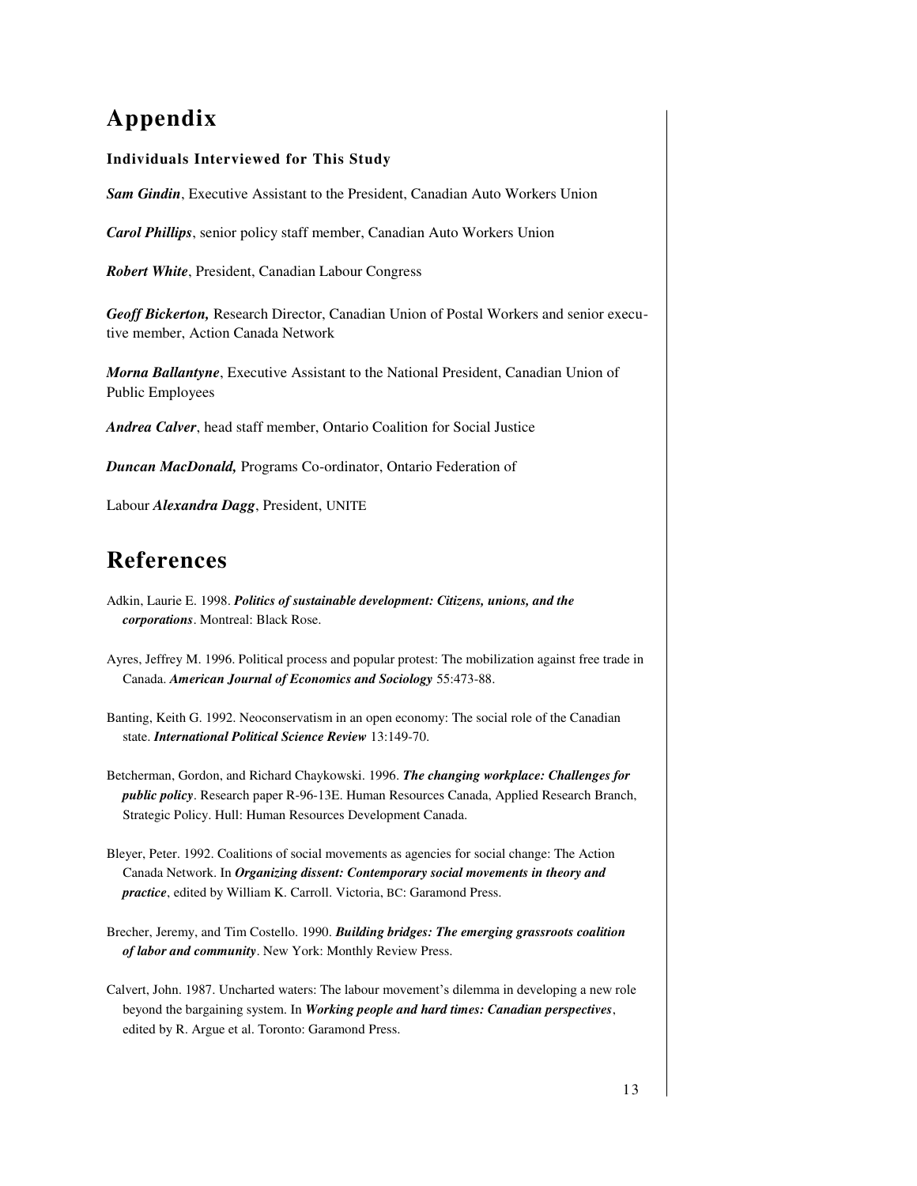# Appendix

### Individuals Interviewed for This Study

***Sam Gindin***, Executive Assistant to the President, Canadian Auto Workers Union

***Carol Phillips***, senior policy staff member, Canadian Auto Workers Union

***Robert White***, President, Canadian Labour Congress

***Geoff Bickerton,*** Research Director, Canadian Union of Postal Workers and senior executive member, Action Canada Network

***Morna Ballantyne***, Executive Assistant to the National President, Canadian Union of Public Employees

***Andrea Calver***, head staff member, Ontario Coalition for Social Justice

***Duncan MacDonald,*** Programs Co-ordinator, Ontario Federation of Labour

***Alexandra Dagg***, President, UNITE

# References

Adkin, Laurie E. 1998. ***Politics of sustainable development: Citizens, unions, and the corporations***. Montreal: Black Rose.

Ayres, Jeffrey M. 1996. Political process and popular protest: The mobilization against free trade in Canada. ***American Journal of Economics and Sociology*** 55:473-88.

Banting, Keith G. 1992. Neoconservatism in an open economy: The social role of the Canadian state. ***International Political Science Review*** 13:149-70.

Betcherman, Gordon, and Richard Chaykowski. 1996. ***The changing workplace: Challenges for public policy***. Research paper R-96-13E. Human Resources Canada, Applied Research Branch, Strategic Policy. Hull: Human Resources Development Canada.

Bleyer, Peter. 1992. Coalitions of social movements as agencies for social change: The Action Canada Network. In ***Organizing dissent: Contemporary social movements in theory and practice***, edited by William K. Carroll. Victoria, BC: Garamond Press.

Brecher, Jeremy, and Tim Costello. 1990. ***Building bridges: The emerging grassroots coalition of labor and community***. New York: Monthly Review Press.

Calvert, John. 1987. Uncharted waters: The labour movement's dilemma in developing a new role beyond the bargaining system. In ***Working people and hard times: Canadian perspectives***, edited by R. Argue et al. Toronto: Garamond Press.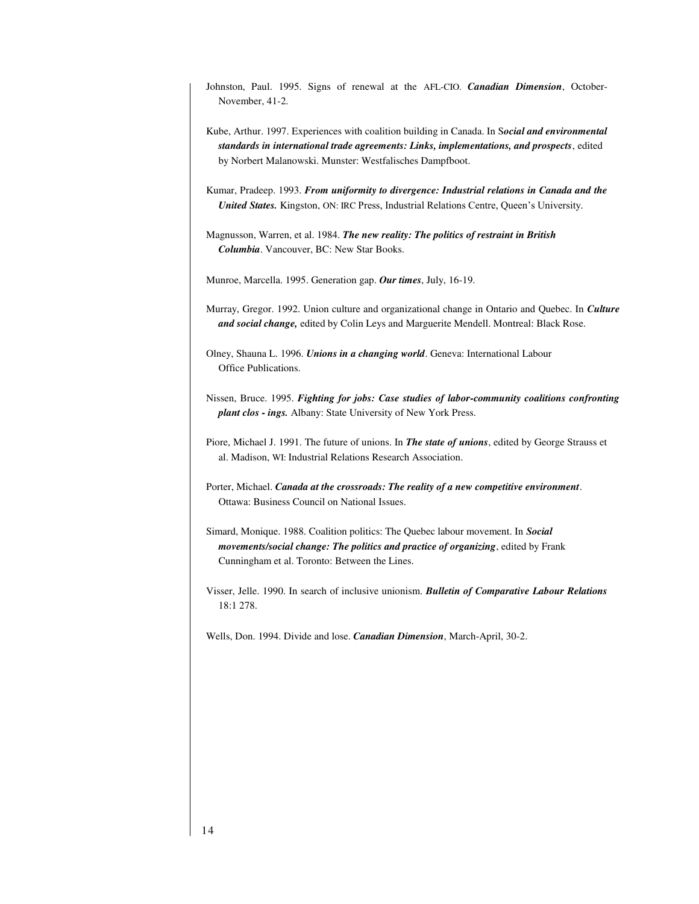Johnston, Paul. 1995. Signs of renewal at the AFL-CIO. ***Canadian Dimension***, October-November, 41-2.

Kube, Arthur. 1997. Experiences with coalition building in Canada. In S***ocial and environmental standards in international trade agreements: Links, implementations, and prospects***, edited by Norbert Malanowski. Munster: Westfalisches Dampfboot.

Kumar, Pradeep. 1993. ***From uniformity to divergence: Industrial relations in Canada and the United States.*** Kingston, ON: IRC Press, Industrial Relations Centre, Queen's University.

Magnusson, Warren, et al. 1984. ***The new reality: The politics of restraint in British Columbia***. Vancouver, BC: New Star Books.

Munroe, Marcella. 1995. Generation gap. ***Our times***, July, 16-19.

Murray, Gregor. 1992. Union culture and organizational change in Ontario and Quebec. In ***Culture and social change,*** edited by Colin Leys and Marguerite Mendell. Montreal: Black Rose.

Olney, Shauna L. 1996. ***Unions in a changing world***. Geneva: International Labour Office Publications.

Nissen, Bruce. 1995. ***Fighting for jobs: Case studies of labor-community coalitions confronting plant clos - ings.*** Albany: State University of New York Press.

Piore, Michael J. 1991. The future of unions. In ***The state of unions***, edited by George Strauss et al. Madison, WI: Industrial Relations Research Association.

Porter, Michael. ***Canada at the crossroads: The reality of a new competitive environment***. Ottawa: Business Council on National Issues.

Simard, Monique. 1988. Coalition politics: The Quebec labour movement. In ***Social movements/social change: The politics and practice of organizing***, edited by Frank Cunningham et al. Toronto: Between the Lines.

Visser, Jelle. 1990. In search of inclusive unionism. ***Bulletin of Comparative Labour Relations*** 18:1 278.

Wells, Don. 1994. Divide and lose. ***Canadian Dimension***, March-April, 30-2.